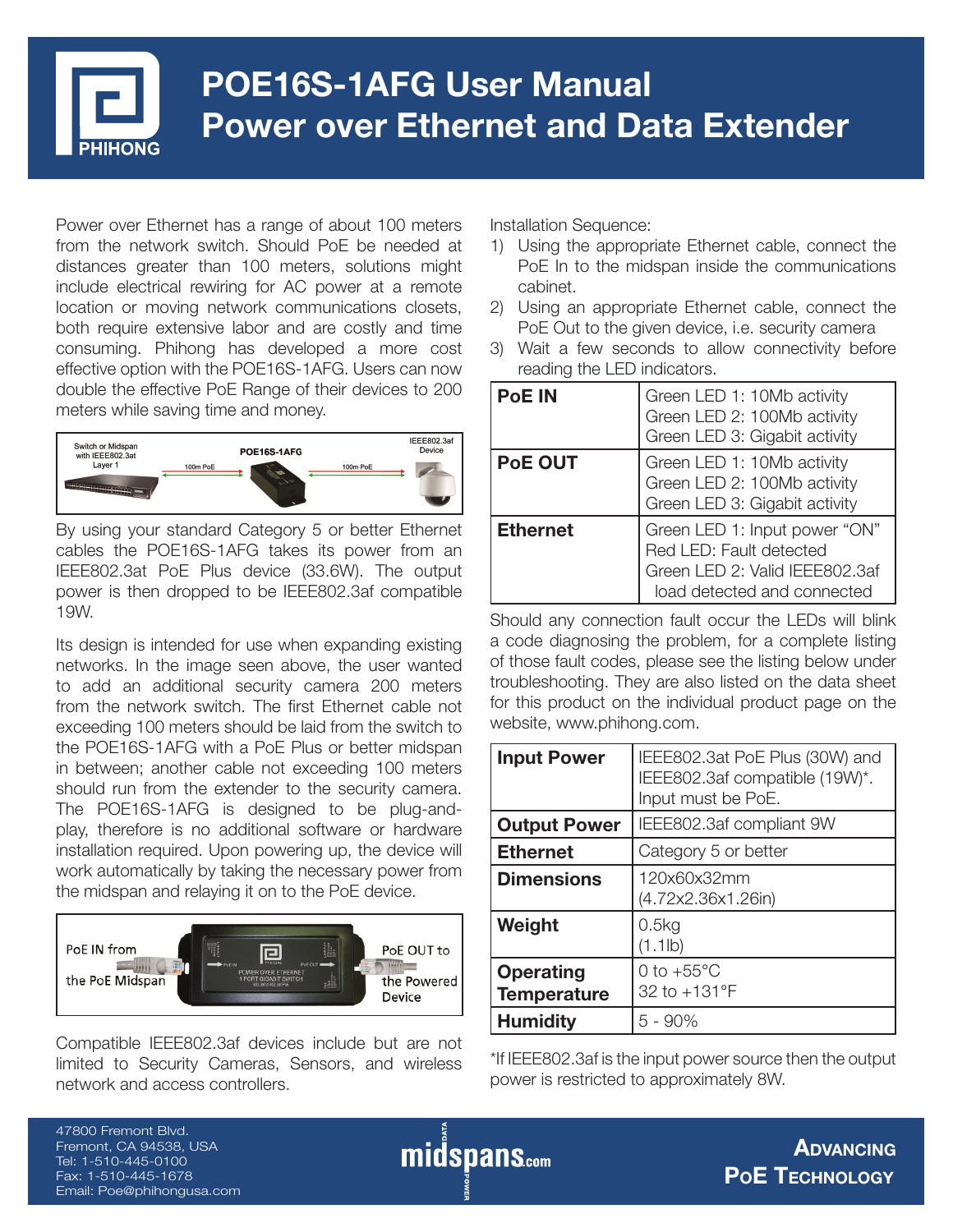# POE16S-1AFG User Manual
# Power over Ethernet and Data Extender

Power over Ethernet has a range of about 100 meters from the network switch. Should PoE be needed at distances greater than 100 meters, solutions might include electrical rewiring for AC power at a remote location or moving network communications closets, both require extensive labor and are costly and time consuming. Phihong has developed a more cost effective option with the POE16S-1AFG. Users can now double the effective PoE Range of their devices to 200 meters while saving time and money.

By using your standard Category 5 or better Ethernet cables the POE16S-1AFG takes its power from an IEEE802.3at PoE Plus device (33.6W). The output power is then dropped to be IEEE802.3af compatible 19W.

Its design is intended for use when expanding existing networks. In the image seen above, the user wanted to add an additional security camera 200 meters from the network switch. The first Ethernet cable not exceeding 100 meters should be laid from the switch to the POE16S-1AFG with a PoE Plus or better midspan in between; another cable not exceeding 100 meters should run from the extender to the security camera. The POE16S-1AFG is designed to be plug-and-play, therefore is no additional software or hardware installation required. Upon powering up, the device will work automatically by taking the necessary power from the midspan and relaying it on to the PoE device.

Compatible IEEE802.3af devices include but are not limited to Security Cameras, Sensors, and wireless network and access controllers.

Installation Sequence:

1) Using the appropriate Ethernet cable, connect the PoE In to the midspan inside the communications cabinet.
2) Using an appropriate Ethernet cable, connect the PoE Out to the given device, i.e. security camera
3) Wait a few seconds to allow connectivity before reading the LED indicators.

| | |
|---|---|
| **PoE IN** | Green LED 1: 10Mb activity<br>Green LED 2: 100Mb activity<br>Green LED 3: Gigabit activity |
| **PoE OUT** | Green LED 1: 10Mb activity<br>Green LED 2: 100Mb activity<br>Green LED 3: Gigabit activity |
| **Ethernet** | Green LED 1: Input power "ON"<br>Red LED: Fault detected<br>Green LED 2: Valid IEEE802.3af load detected and connected |

Should any connection fault occur the LEDs will blink a code diagnosing the problem, for a complete listing of those fault codes, please see the listing below under troubleshooting. They are also listed on the data sheet for this product on the individual product page on the website, www.phihong.com.

| | |
|---|---|
| **Input Power** | IEEE802.3at PoE Plus (30W) and IEEE802.3af compatible (19W)*. Input must be PoE. |
| **Output Power** | IEEE802.3af compliant 9W |
| **Ethernet** | Category 5 or better |
| **Dimensions** | 120x60x32mm (4.72x2.36x1.26in) |
| **Weight** | 0.5kg (1.1lb) |
| **Operating Temperature** | 0 to +55°C<br>32 to +131°F |
| **Humidity** | 5 - 90% |

*If IEEE802.3af is the input power source then the output power is restricted to approximately 8W.

47800 Fremont Blvd.
Fremont, CA 94538, USA
Tel: 1-510-445-0100
Fax: 1-510-445-1678
Email: Poe@phihongusa.com

**Advancing PoE Technology**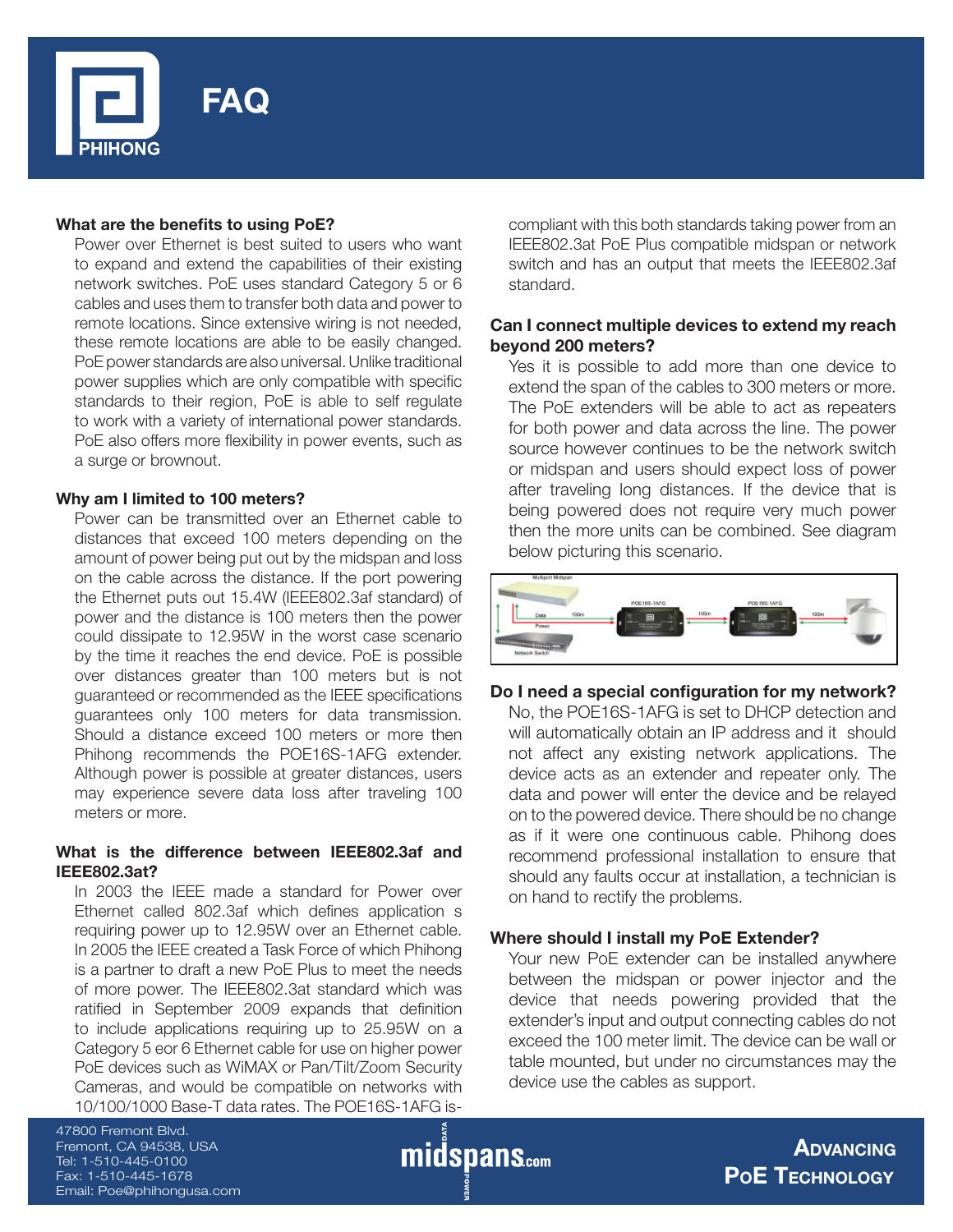# FAQ

### What are the benefits to using PoE?

Power over Ethernet is best suited to users who want to expand and extend the capabilities of their existing network switches. PoE uses standard Category 5 or 6 cables and uses them to transfer both data and power to remote locations. Since extensive wiring is not needed, these remote locations are able to be easily changed. PoE power standards are also universal. Unlike traditional power supplies which are only compatible with specific standards to their region, PoE is able to self regulate to work with a variety of international power standards. PoE also offers more flexibility in power events, such as a surge or brownout.

### Why am I limited to 100 meters?

Power can be transmitted over an Ethernet cable to distances that exceed 100 meters depending on the amount of power being put out by the midspan and loss on the cable across the distance. If the port powering the Ethernet puts out 15.4W (IEEE802.3af standard) of power and the distance is 100 meters then the power could dissipate to 12.95W in the worst case scenario by the time it reaches the end device. PoE is possible over distances greater than 100 meters but is not guaranteed or recommended as the IEEE specifications guarantees only 100 meters for data transmission. Should a distance exceed 100 meters or more then Phihong recommends the POE16S-1AFG extender. Although power is possible at greater distances, users may experience severe data loss after traveling 100 meters or more.

### What is the difference between IEEE802.3af and IEEE802.3at?

In 2003 the IEEE made a standard for Power over Ethernet called 802.3af which defines application s requiring power up to 12.95W over an Ethernet cable. In 2005 the IEEE created a Task Force of which Phihong is a partner to draft a new PoE Plus to meet the needs of more power. The IEEE802.3at standard which was ratified in September 2009 expands that definition to include applications requiring up to 25.95W on a Category 5 eor 6 Ethernet cable for use on higher power PoE devices such as WiMAX or Pan/Tilt/Zoom Security Cameras, and would be compatible on networks with 10/100/1000 Base-T data rates. The POE16S-1AFG is compliant with this both standards taking power from an IEEE802.3at PoE Plus compatible midspan or network switch and has an output that meets the IEEE802.3af standard.

### Can I connect multiple devices to extend my reach beyond 200 meters?

Yes it is possible to add more than one device to extend the span of the cables to 300 meters or more. The PoE extenders will be able to act as repeaters for both power and data across the line. The power source however continues to be the network switch or midspan and users should expect loss of power after traveling long distances. If the device that is being powered does not require very much power then the more units can be combined. See diagram below picturing this scenario.

### Do I need a special configuration for my network?

No, the POE16S-1AFG is set to DHCP detection and will automatically obtain an IP address and it should not affect any existing network applications. The device acts as an extender and repeater only. The data and power will enter the device and be relayed on to the powered device. There should be no change as if it were one continuous cable. Phihong does recommend professional installation to ensure that should any faults occur at installation, a technician is on hand to rectify the problems.

### Where should I install my PoE Extender?

Your new PoE extender can be installed anywhere between the midspan or power injector and the device that needs powering provided that the extender's input and output connecting cables do not exceed the 100 meter limit. The device can be wall or table mounted, but under no circumstances may the device use the cables as support.

47800 Fremont Blvd.
Fremont, CA 94538, USA
Tel: 1-510-445-0100
Fax: 1-510-445-1678
Email: Poe@phihongusa.com

ADVANCING POE TECHNOLOGY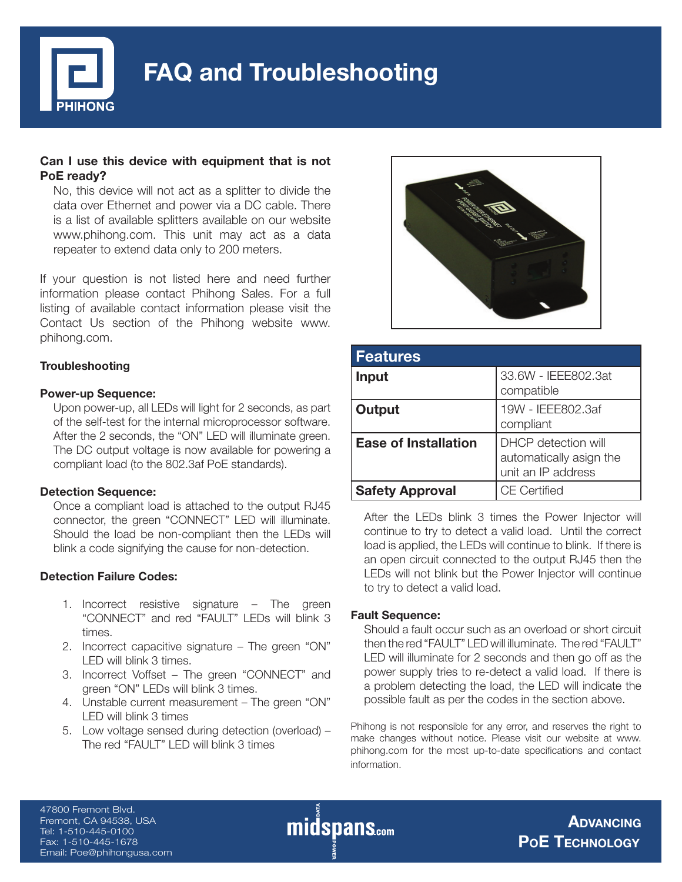# FAQ and Troubleshooting

**Can I use this device with equipment that is not PoE ready?**

No, this device will not act as a splitter to divide the data over Ethernet and power via a DC cable. There is a list of available splitters available on our website www.phihong.com. This unit may act as a data repeater to extend data only to 200 meters.

If your question is not listed here and need further information please contact Phihong Sales. For a full listing of available contact information please visit the Contact Us section of the Phihong website www.phihong.com.

**Troubleshooting**

**Power-up Sequence:**

Upon power-up, all LEDs will light for 2 seconds, as part of the self-test for the internal microprocessor software. After the 2 seconds, the "ON" LED will illuminate green. The DC output voltage is now available for powering a compliant load (to the 802.3af PoE standards).

**Detection Sequence:**

Once a compliant load is attached to the output RJ45 connector, the green "CONNECT" LED will illuminate. Should the load be non-compliant then the LEDs will blink a code signifying the cause for non-detection.

**Detection Failure Codes:**

1. Incorrect resistive signature – The green "CONNECT" and red "FAULT" LEDs will blink 3 times.
2. Incorrect capacitive signature – The green "ON" LED will blink 3 times.
3. Incorrect Voffset – The green "CONNECT" and green "ON" LEDs will blink 3 times.
4. Unstable current measurement – The green "ON" LED will blink 3 times
5. Low voltage sensed during detection (overload) – The red "FAULT" LED will blink 3 times

| Features | |
|---|---|
| **Input** | 33.6W - IEEE802.3at compatible |
| **Output** | 19W - IEEE802.3af compliant |
| **Ease of Installation** | DHCP detection will automatically asign the unit an IP address |
| **Safety Approval** | CE Certified |

After the LEDs blink 3 times the Power Injector will continue to try to detect a valid load. Until the correct load is applied, the LEDs will continue to blink. If there is an open circuit connected to the output RJ45 then the LEDs will not blink but the Power Injector will continue to try to detect a valid load.

**Fault Sequence:**

Should a fault occur such as an overload or short circuit then the red "FAULT" LED will illuminate. The red "FAULT" LED will illuminate for 2 seconds and then go off as the power supply tries to re-detect a valid load. If there is a problem detecting the load, the LED will indicate the possible fault as per the codes in the section above.

Phihong is not responsible for any error, and reserves the right to make changes without notice. Please visit our website at www.phihong.com for the most up-to-date specifications and contact information.

47800 Fremont Blvd.
Fremont, CA 94538, USA
Tel: 1-510-445-0100
Fax: 1-510-445-1678
Email: Poe@phihongusa.com

midspans.com

ADVANCING PoE TECHNOLOGY